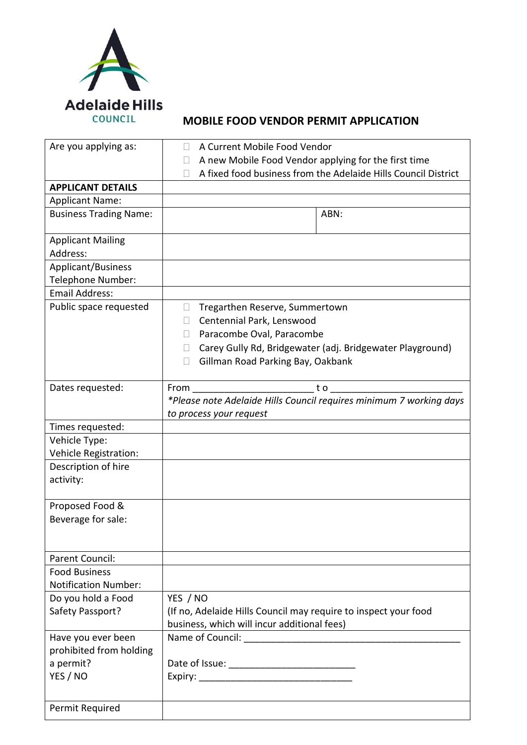Adelaide Hills
COUNCIL

# MOBILE FOOD VENDOR PERMIT APPLICATION

| | | |
|---|---|---|
| Are you applying as: | ☐ A Current Mobile Food Vendor<br>☐ A new Mobile Food Vendor applying for the first time<br>☐ A fixed food business from the Adelaide Hills Council District | |
| **APPLICANT DETAILS** | | |
| Applicant Name: | | |
| Business Trading Name: | | ABN: |
| Applicant Mailing Address: | | |
| Applicant/Business Telephone Number: | | |
| Email Address: | | |
| Public space requested | ☐ Tregarthen Reserve, Summertown<br>☐ Centennial Park, Lenswood<br>☐ Paracombe Oval, Paracombe<br>☐ Carey Gully Rd, Bridgewater (adj. Bridgewater Playground)<br>☐ Gillman Road Parking Bay, Oakbank | |
| Dates requested: | From ______________________ to ________________________<br>*\*Please note Adelaide Hills Council requires minimum 7 working days to process your request* | |
| Times requested: | | |
| Vehicle Type:<br>Vehicle Registration: | | |
| Description of hire activity: | | |
| Proposed Food & Beverage for sale: | | |
| Parent Council: | | |
| Food Business Notification Number: | | |
| Do you hold a Food Safety Passport? | YES / NO<br>(If no, Adelaide Hills Council may require to inspect your food business, which will incur additional fees) | |
| Have you ever been prohibited from holding a permit?<br>YES / NO | Name of Council: ________________________________________<br><br>Date of Issue: ______________________<br>Expiry: ____________________________ | |
| Permit Required | | |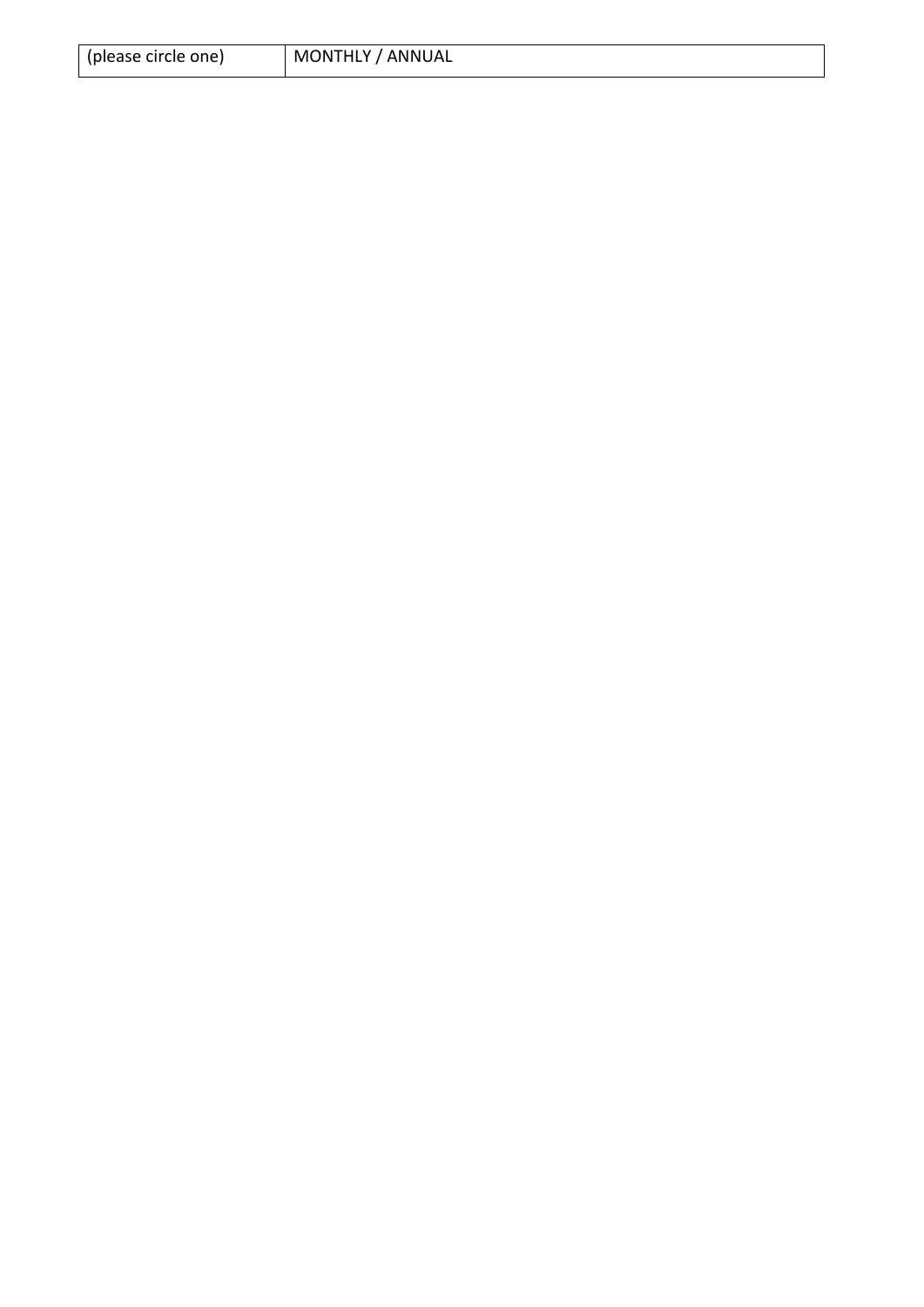| | |
|---|---|
| (please circle one) | MONTHLY / ANNUAL |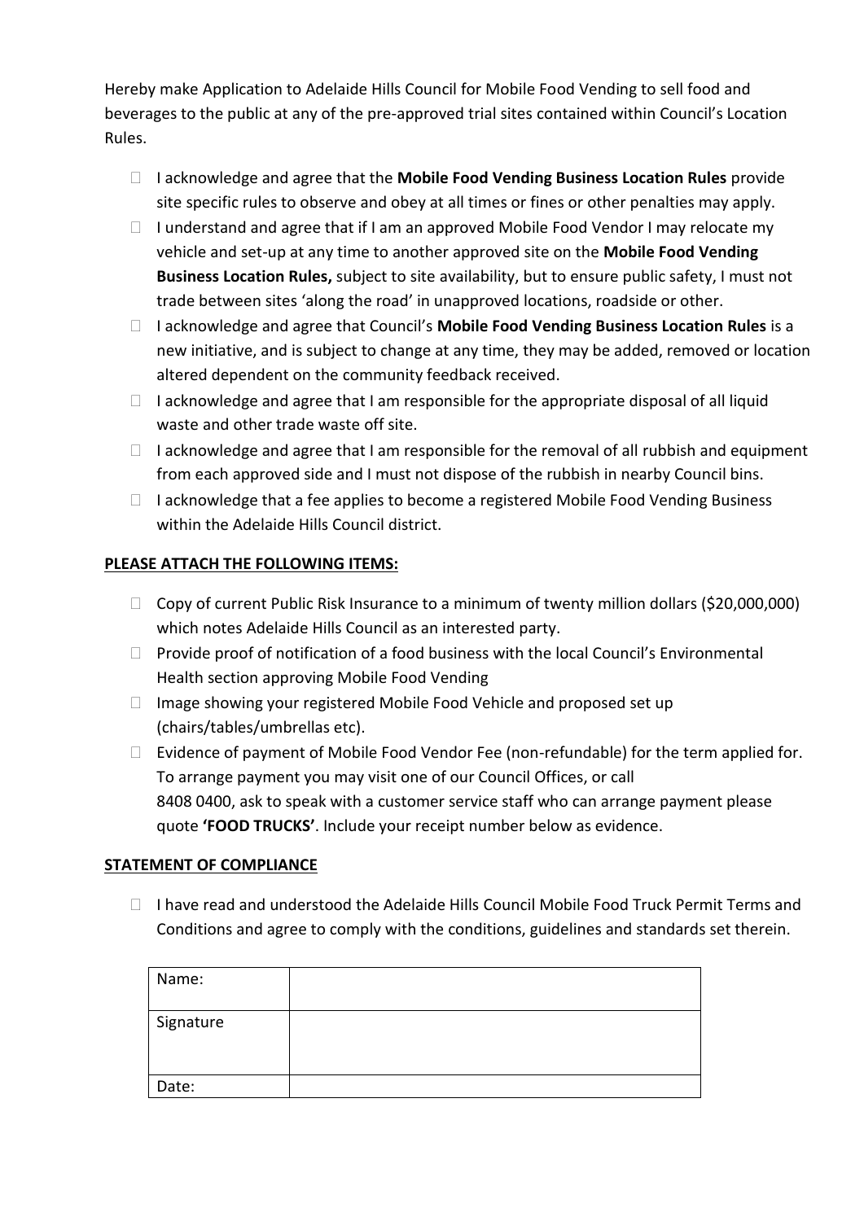Hereby make Application to Adelaide Hills Council for Mobile Food Vending to sell food and beverages to the public at any of the pre-approved trial sites contained within Council's Location Rules.

- ☐ I acknowledge and agree that the **Mobile Food Vending Business Location Rules** provide site specific rules to observe and obey at all times or fines or other penalties may apply.
- ☐ I understand and agree that if I am an approved Mobile Food Vendor I may relocate my vehicle and set-up at any time to another approved site on the **Mobile Food Vending Business Location Rules,** subject to site availability, but to ensure public safety, I must not trade between sites 'along the road' in unapproved locations, roadside or other.
- ☐ I acknowledge and agree that Council's **Mobile Food Vending Business Location Rules** is a new initiative, and is subject to change at any time, they may be added, removed or location altered dependent on the community feedback received.
- ☐ I acknowledge and agree that I am responsible for the appropriate disposal of all liquid waste and other trade waste off site.
- ☐ I acknowledge and agree that I am responsible for the removal of all rubbish and equipment from each approved side and I must not dispose of the rubbish in nearby Council bins.
- ☐ I acknowledge that a fee applies to become a registered Mobile Food Vending Business within the Adelaide Hills Council district.

**PLEASE ATTACH THE FOLLOWING ITEMS:**

- ☐ Copy of current Public Risk Insurance to a minimum of twenty million dollars ($20,000,000) which notes Adelaide Hills Council as an interested party.
- ☐ Provide proof of notification of a food business with the local Council's Environmental Health section approving Mobile Food Vending
- ☐ Image showing your registered Mobile Food Vehicle and proposed set up (chairs/tables/umbrellas etc).
- ☐ Evidence of payment of Mobile Food Vendor Fee (non-refundable) for the term applied for. To arrange payment you may visit one of our Council Offices, or call 8408 0400, ask to speak with a customer service staff who can arrange payment please quote **'FOOD TRUCKS'**. Include your receipt number below as evidence.

**STATEMENT OF COMPLIANCE**

- ☐ I have read and understood the Adelaide Hills Council Mobile Food Truck Permit Terms and Conditions and agree to comply with the conditions, guidelines and standards set therein.

| | |
|---|---|
| Name: | |
| Signature | |
| Date: | |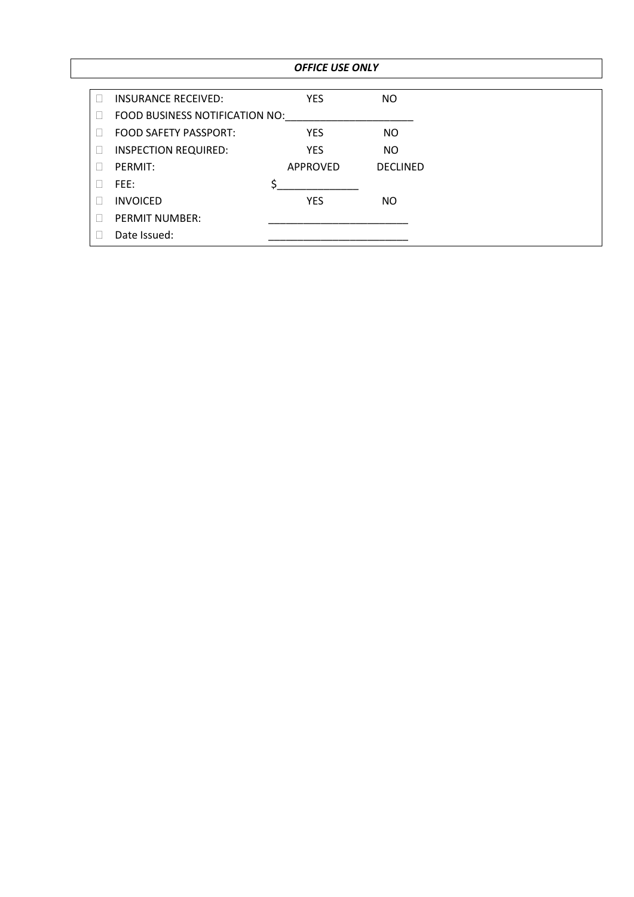***OFFICE USE ONLY***

| | | | |
|---|---|---|---|
| ☐ | INSURANCE RECEIVED: | YES | NO |
| ☐ | FOOD BUSINESS NOTIFICATION NO:_______________________ | | |
| ☐ | FOOD SAFETY PASSPORT: | YES | NO |
| ☐ | INSPECTION REQUIRED: | YES | NO |
| ☐ | PERMIT: | APPROVED | DECLINED |
| ☐ | FEE: | $_______________ | |
| ☐ | INVOICED | YES | NO |
| ☐ | PERMIT NUMBER: | _________________________ | |
| ☐ | Date Issued: | _________________________ | |